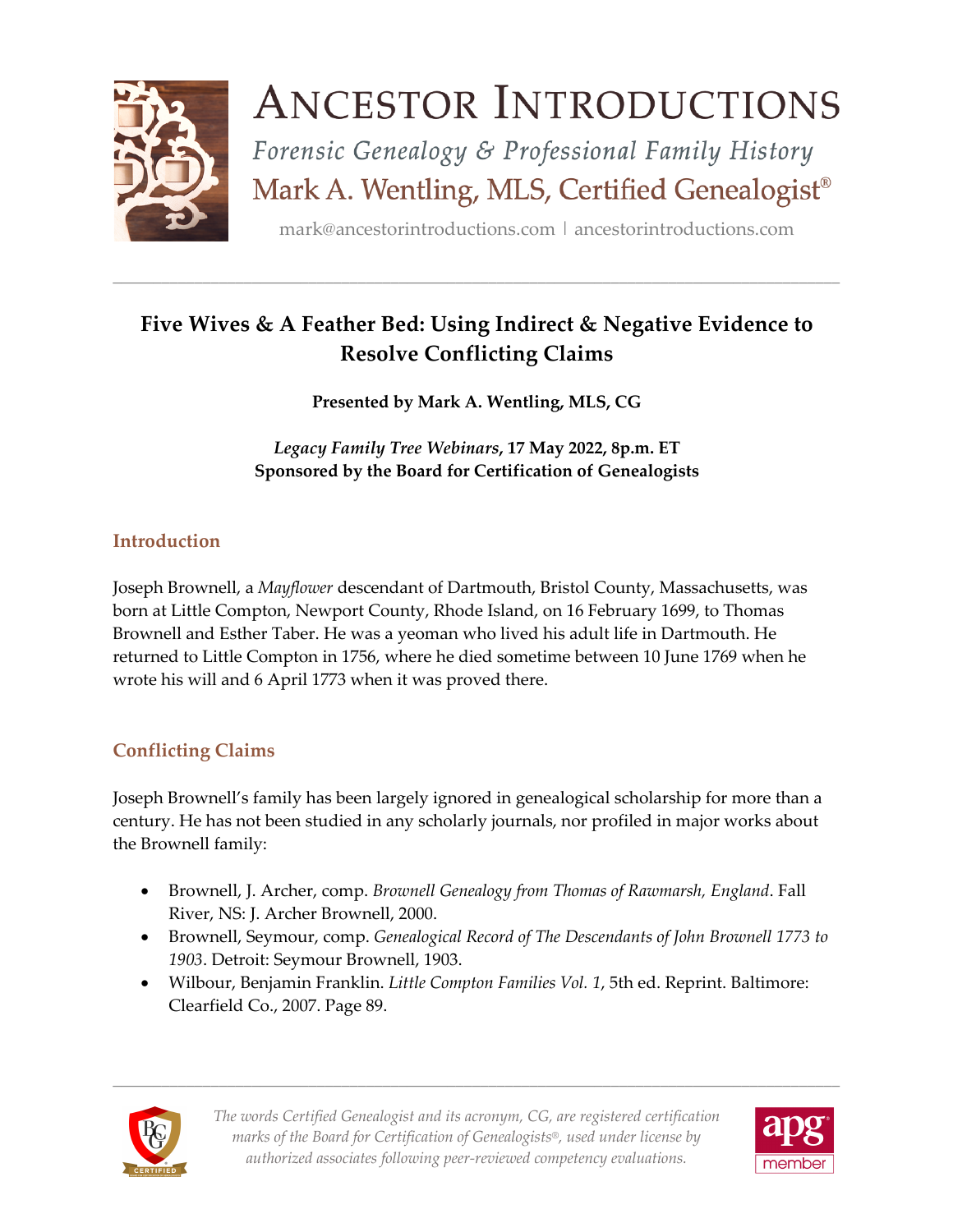# Ancestor Introductions

*Forensic Genealogy & Professional Family History*

Mark A. Wentling, MLS, Certified Genealogist®

mark@ancestorintroductions.com | ancestorintroductions.com

---

## Five Wives & A Feather Bed: Using Indirect & Negative Evidence to Resolve Conflicting Claims

**Presented by Mark A. Wentling, MLS, CG**

***Legacy Family Tree Webinars*, 17 May 2022, 8p.m. ET**
**Sponsored by the Board for Certification of Genealogists**

### Introduction

Joseph Brownell, a *Mayflower* descendant of Dartmouth, Bristol County, Massachusetts, was born at Little Compton, Newport County, Rhode Island, on 16 February 1699, to Thomas Brownell and Esther Taber. He was a yeoman who lived his adult life in Dartmouth. He returned to Little Compton in 1756, where he died sometime between 10 June 1769 when he wrote his will and 6 April 1773 when it was proved there.

### Conflicting Claims

Joseph Brownell's family has been largely ignored in genealogical scholarship for more than a century. He has not been studied in any scholarly journals, nor profiled in major works about the Brownell family:

- Brownell, J. Archer, comp. *Brownell Genealogy from Thomas of Rawmarsh, England*. Fall River, NS: J. Archer Brownell, 2000.
- Brownell, Seymour, comp. *Genealogical Record of The Descendants of John Brownell 1773 to 1903*. Detroit: Seymour Brownell, 1903.
- Wilbour, Benjamin Franklin. *Little Compton Families Vol. 1*, 5th ed. Reprint. Baltimore: Clearfield Co., 2007. Page 89.

---

*The words Certified Genealogist and its acronym, CG, are registered certification marks of the Board for Certification of Genealogists®, used under license by authorized associates following peer-reviewed competency evaluations.*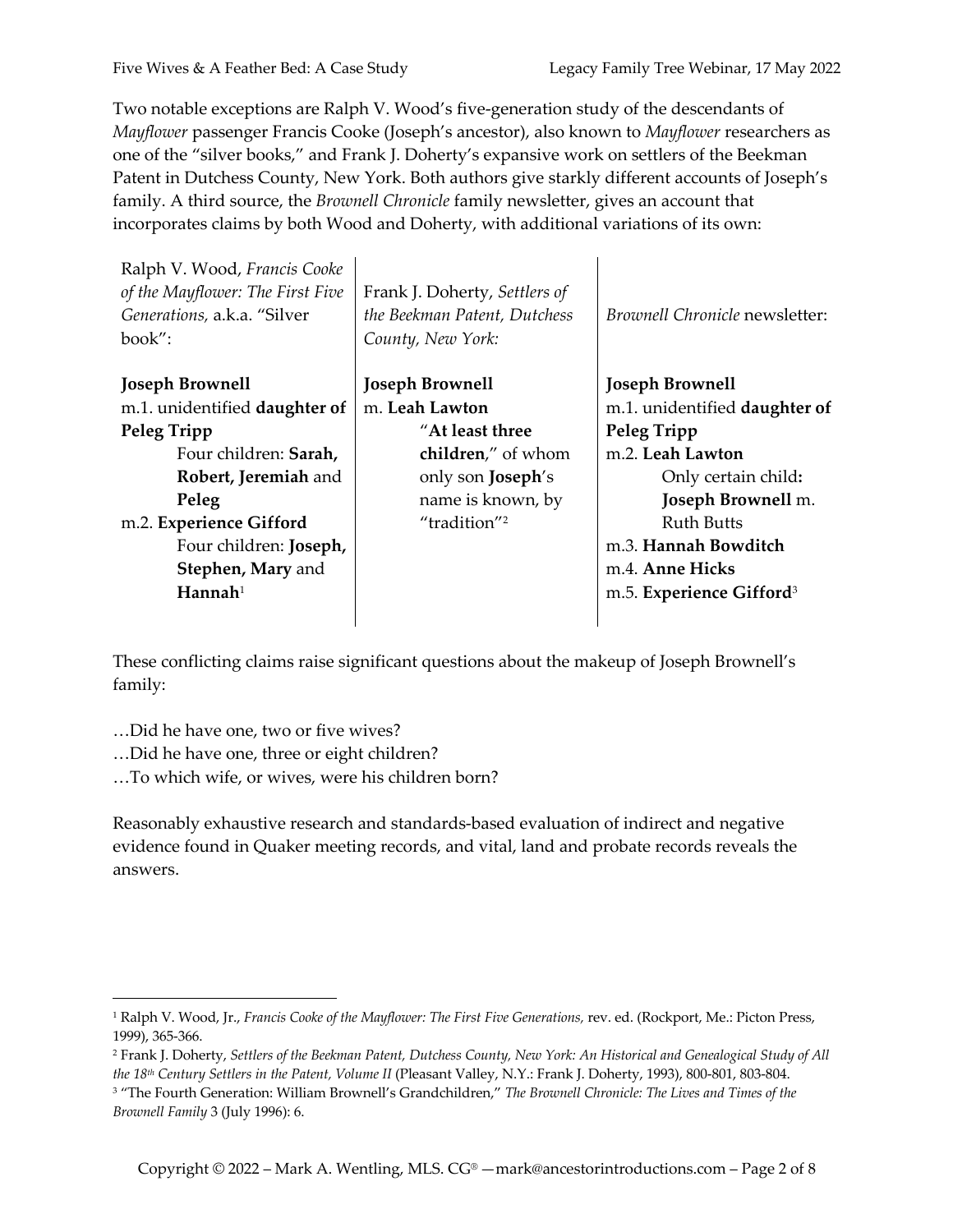Two notable exceptions are Ralph V. Wood's five-generation study of the descendants of *Mayflower* passenger Francis Cooke (Joseph's ancestor), also known to *Mayflower* researchers as one of the "silver books," and Frank J. Doherty's expansive work on settlers of the Beekman Patent in Dutchess County, New York. Both authors give starkly different accounts of Joseph's family. A third source, the *Brownell Chronicle* family newsletter, gives an account that incorporates claims by both Wood and Doherty, with additional variations of its own:

| Ralph V. Wood, *Francis Cooke of the Mayflower: The First Five Generations,* a.k.a. "Silver book": | Frank J. Doherty, *Settlers of the Beekman Patent, Dutchess County, New York:* | *Brownell Chronicle* newsletter: |
|---|---|---|
| **Joseph Brownell**<br>m.1. unidentified **daughter of Peleg Tripp**<br>Four children: **Sarah, Robert, Jeremiah** and **Peleg**<br>m.2. **Experience Gifford**<br>Four children: **Joseph, Stephen, Mary** and **Hannah**[1] | **Joseph Brownell**<br>m. **Leah Lawton**<br>"**At least three children**," of whom only son **Joseph**'s name is known, by "tradition"[2] | **Joseph Brownell**<br>m.1. unidentified **daughter of Peleg Tripp**<br>m.2. **Leah Lawton**<br>Only certain child**:** **Joseph Brownell** m. Ruth Butts<br>m.3. **Hannah Bowditch**<br>m.4. **Anne Hicks**<br>m.5. **Experience Gifford**[3] |

These conflicting claims raise significant questions about the makeup of Joseph Brownell's family:

…Did he have one, two or five wives?
…Did he have one, three or eight children?
…To which wife, or wives, were his children born?

Reasonably exhaustive research and standards-based evaluation of indirect and negative evidence found in Quaker meeting records, and vital, land and probate records reveals the answers.

---

[1] Ralph V. Wood, Jr., *Francis Cooke of the Mayflower: The First Five Generations,* rev. ed. (Rockport, Me.: Picton Press, 1999), 365-366.

[2] Frank J. Doherty, *Settlers of the Beekman Patent, Dutchess County, New York: An Historical and Genealogical Study of All the 18th Century Settlers in the Patent, Volume II* (Pleasant Valley, N.Y.: Frank J. Doherty, 1993), 800-801, 803-804.

[3] "The Fourth Generation: William Brownell's Grandchildren," *The Brownell Chronicle: The Lives and Times of the Brownell Family* 3 (July 1996): 6.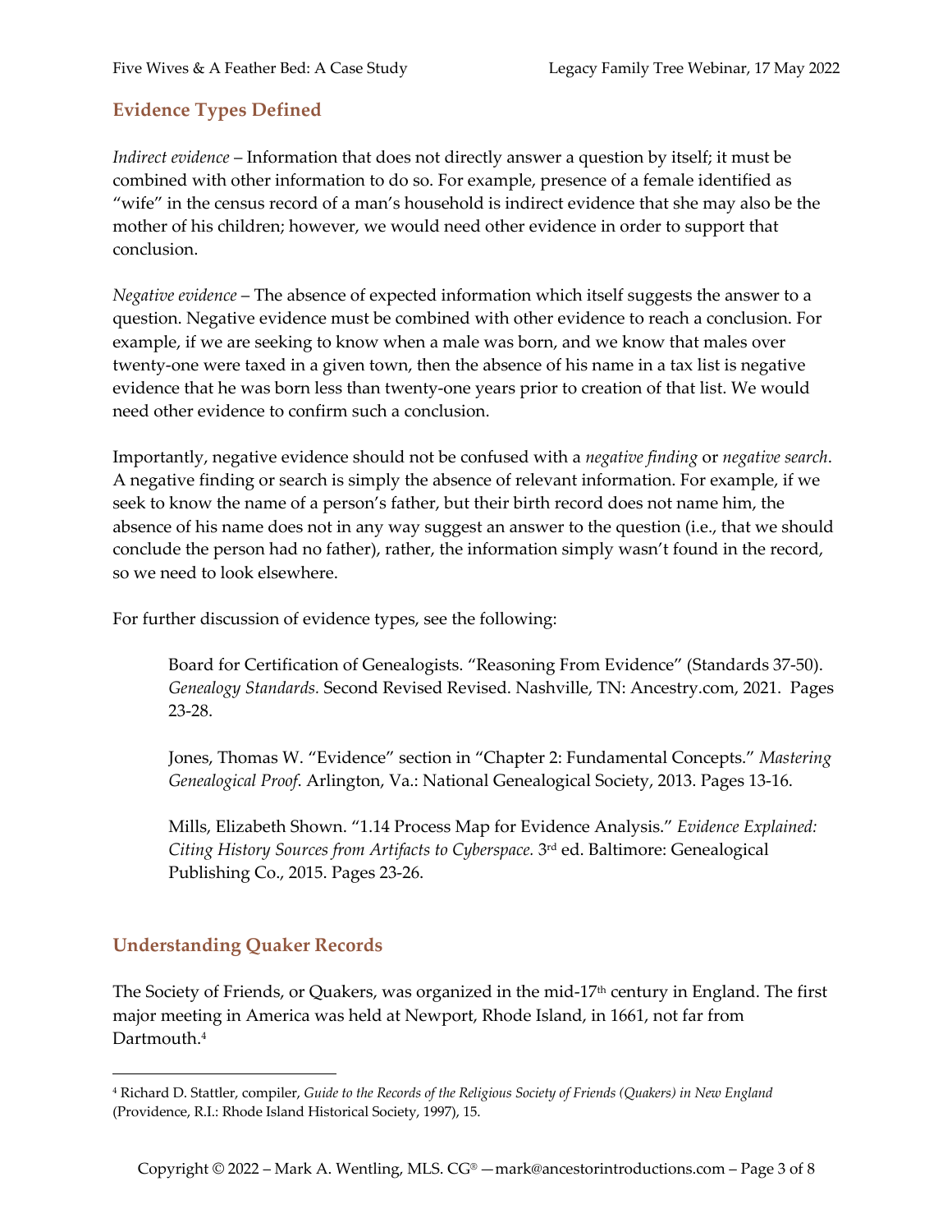## Evidence Types Defined

*Indirect evidence* – Information that does not directly answer a question by itself; it must be combined with other information to do so. For example, presence of a female identified as "wife" in the census record of a man's household is indirect evidence that she may also be the mother of his children; however, we would need other evidence in order to support that conclusion.

*Negative evidence* – The absence of expected information which itself suggests the answer to a question. Negative evidence must be combined with other evidence to reach a conclusion. For example, if we are seeking to know when a male was born, and we know that males over twenty-one were taxed in a given town, then the absence of his name in a tax list is negative evidence that he was born less than twenty-one years prior to creation of that list. We would need other evidence to confirm such a conclusion.

Importantly, negative evidence should not be confused with a *negative finding* or *negative search*. A negative finding or search is simply the absence of relevant information. For example, if we seek to know the name of a person's father, but their birth record does not name him, the absence of his name does not in any way suggest an answer to the question (i.e., that we should conclude the person had no father), rather, the information simply wasn't found in the record, so we need to look elsewhere.

For further discussion of evidence types, see the following:

> Board for Certification of Genealogists. "Reasoning From Evidence" (Standards 37-50). *Genealogy Standards.* Second Revised Revised. Nashville, TN: Ancestry.com, 2021. Pages 23-28.
>
> Jones, Thomas W. "Evidence" section in "Chapter 2: Fundamental Concepts." *Mastering Genealogical Proof.* Arlington, Va.: National Genealogical Society, 2013. Pages 13-16.
>
> Mills, Elizabeth Shown. "1.14 Process Map for Evidence Analysis." *Evidence Explained: Citing History Sources from Artifacts to Cyberspace.* 3rd ed. Baltimore: Genealogical Publishing Co., 2015. Pages 23-26.

## Understanding Quaker Records

The Society of Friends, or Quakers, was organized in the mid-17th century in England. The first major meeting in America was held at Newport, Rhode Island, in 1661, not far from Dartmouth.[4]

---

[4] Richard D. Stattler, compiler, *Guide to the Records of the Religious Society of Friends (Quakers) in New England* (Providence, R.I.: Rhode Island Historical Society, 1997), 15.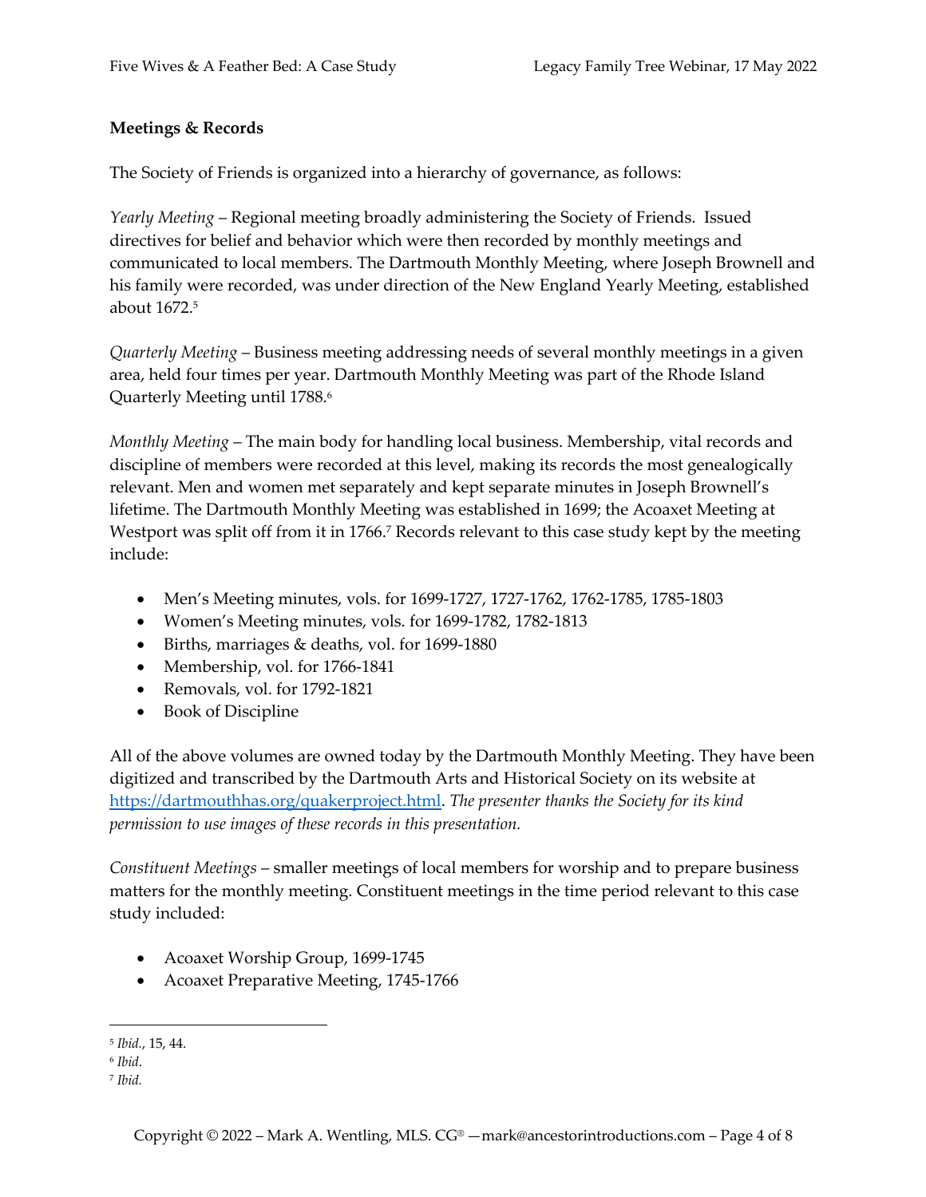**Meetings & Records**

The Society of Friends is organized into a hierarchy of governance, as follows:

*Yearly Meeting* – Regional meeting broadly administering the Society of Friends. Issued directives for belief and behavior which were then recorded by monthly meetings and communicated to local members. The Dartmouth Monthly Meeting, where Joseph Brownell and his family were recorded, was under direction of the New England Yearly Meeting, established about 1672.[5]

*Quarterly Meeting* – Business meeting addressing needs of several monthly meetings in a given area, held four times per year. Dartmouth Monthly Meeting was part of the Rhode Island Quarterly Meeting until 1788.[6]

*Monthly Meeting* – The main body for handling local business. Membership, vital records and discipline of members were recorded at this level, making its records the most genealogically relevant. Men and women met separately and kept separate minutes in Joseph Brownell's lifetime. The Dartmouth Monthly Meeting was established in 1699; the Acoaxet Meeting at Westport was split off from it in 1766.[7] Records relevant to this case study kept by the meeting include:

- Men's Meeting minutes, vols. for 1699-1727, 1727-1762, 1762-1785, 1785-1803
- Women's Meeting minutes, vols. for 1699-1782, 1782-1813
- Births, marriages & deaths, vol. for 1699-1880
- Membership, vol. for 1766-1841
- Removals, vol. for 1792-1821
- Book of Discipline

All of the above volumes are owned today by the Dartmouth Monthly Meeting. They have been digitized and transcribed by the Dartmouth Arts and Historical Society on its website at https://dartmouthhas.org/quakerproject.html. *The presenter thanks the Society for its kind permission to use images of these records in this presentation.*

*Constituent Meetings* – smaller meetings of local members for worship and to prepare business matters for the monthly meeting. Constituent meetings in the time period relevant to this case study included:

- Acoaxet Worship Group, 1699-1745
- Acoaxet Preparative Meeting, 1745-1766

---

[5] *Ibid.*, 15, 44.

[6] *Ibid*.

[7] *Ibid.*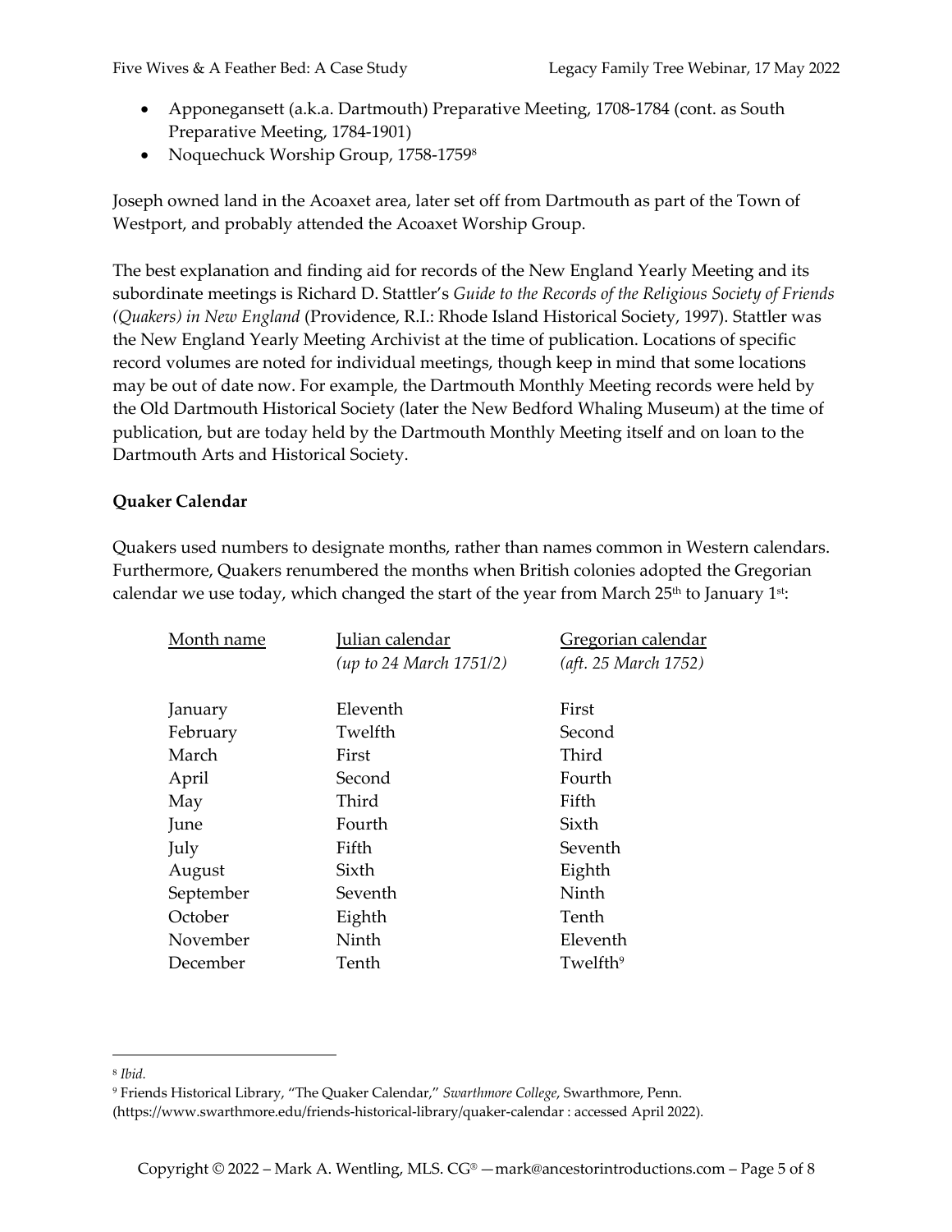- Apponegansett (a.k.a. Dartmouth) Preparative Meeting, 1708-1784 (cont. as South Preparative Meeting, 1784-1901)
- Noquechuck Worship Group, 1758-1759[8]

Joseph owned land in the Acoaxet area, later set off from Dartmouth as part of the Town of Westport, and probably attended the Acoaxet Worship Group.

The best explanation and finding aid for records of the New England Yearly Meeting and its subordinate meetings is Richard D. Stattler's *Guide to the Records of the Religious Society of Friends (Quakers) in New England* (Providence, R.I.: Rhode Island Historical Society, 1997). Stattler was the New England Yearly Meeting Archivist at the time of publication. Locations of specific record volumes are noted for individual meetings, though keep in mind that some locations may be out of date now. For example, the Dartmouth Monthly Meeting records were held by the Old Dartmouth Historical Society (later the New Bedford Whaling Museum) at the time of publication, but are today held by the Dartmouth Monthly Meeting itself and on loan to the Dartmouth Arts and Historical Society.

**Quaker Calendar**

Quakers used numbers to designate months, rather than names common in Western calendars. Furthermore, Quakers renumbered the months when British colonies adopted the Gregorian calendar we use today, which changed the start of the year from March 25th to January 1st:

| Month name | Julian calendar *(up to 24 March 1751/2)* | Gregorian calendar *(aft. 25 March 1752)* |
|---|---|---|
| January | Eleventh | First |
| February | Twelfth | Second |
| March | First | Third |
| April | Second | Fourth |
| May | Third | Fifth |
| June | Fourth | Sixth |
| July | Fifth | Seventh |
| August | Sixth | Eighth |
| September | Seventh | Ninth |
| October | Eighth | Tenth |
| November | Ninth | Eleventh |
| December | Tenth | Twelfth[9] |

---

[8] *Ibid.*

[9] Friends Historical Library, "The Quaker Calendar," *Swarthmore College*, Swarthmore, Penn. (https://www.swarthmore.edu/friends-historical-library/quaker-calendar : accessed April 2022).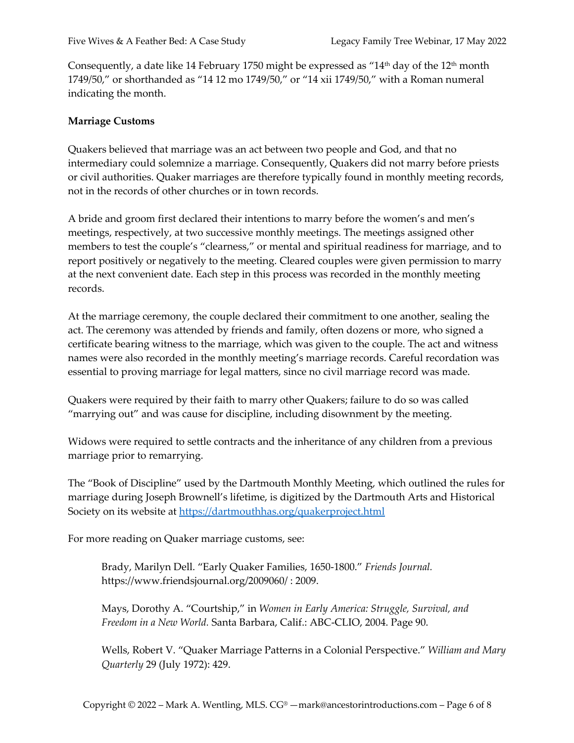Consequently, a date like 14 February 1750 might be expressed as "14th day of the 12th month 1749/50," or shorthanded as "14 12 mo 1749/50," or "14 xii 1749/50," with a Roman numeral indicating the month.

**Marriage Customs**

Quakers believed that marriage was an act between two people and God, and that no intermediary could solemnize a marriage. Consequently, Quakers did not marry before priests or civil authorities. Quaker marriages are therefore typically found in monthly meeting records, not in the records of other churches or in town records.

A bride and groom first declared their intentions to marry before the women's and men's meetings, respectively, at two successive monthly meetings. The meetings assigned other members to test the couple's "clearness," or mental and spiritual readiness for marriage, and to report positively or negatively to the meeting. Cleared couples were given permission to marry at the next convenient date. Each step in this process was recorded in the monthly meeting records.

At the marriage ceremony, the couple declared their commitment to one another, sealing the act. The ceremony was attended by friends and family, often dozens or more, who signed a certificate bearing witness to the marriage, which was given to the couple. The act and witness names were also recorded in the monthly meeting's marriage records. Careful recordation was essential to proving marriage for legal matters, since no civil marriage record was made.

Quakers were required by their faith to marry other Quakers; failure to do so was called "marrying out" and was cause for discipline, including disownment by the meeting.

Widows were required to settle contracts and the inheritance of any children from a previous marriage prior to remarrying.

The "Book of Discipline" used by the Dartmouth Monthly Meeting, which outlined the rules for marriage during Joseph Brownell's lifetime, is digitized by the Dartmouth Arts and Historical Society on its website at [https://dartmouthhas.org/quakerproject.html](https://dartmouthhas.org/quakerproject.html)

For more reading on Quaker marriage customs, see:

> Brady, Marilyn Dell. "Early Quaker Families, 1650-1800." *Friends Journal.* https://www.friendsjournal.org/2009060/ : 2009.
>
> Mays, Dorothy A. "Courtship," in *Women in Early America: Struggle, Survival, and Freedom in a New World.* Santa Barbara, Calif.: ABC-CLIO, 2004. Page 90.
>
> Wells, Robert V. "Quaker Marriage Patterns in a Colonial Perspective." *William and Mary Quarterly* 29 (July 1972): 429.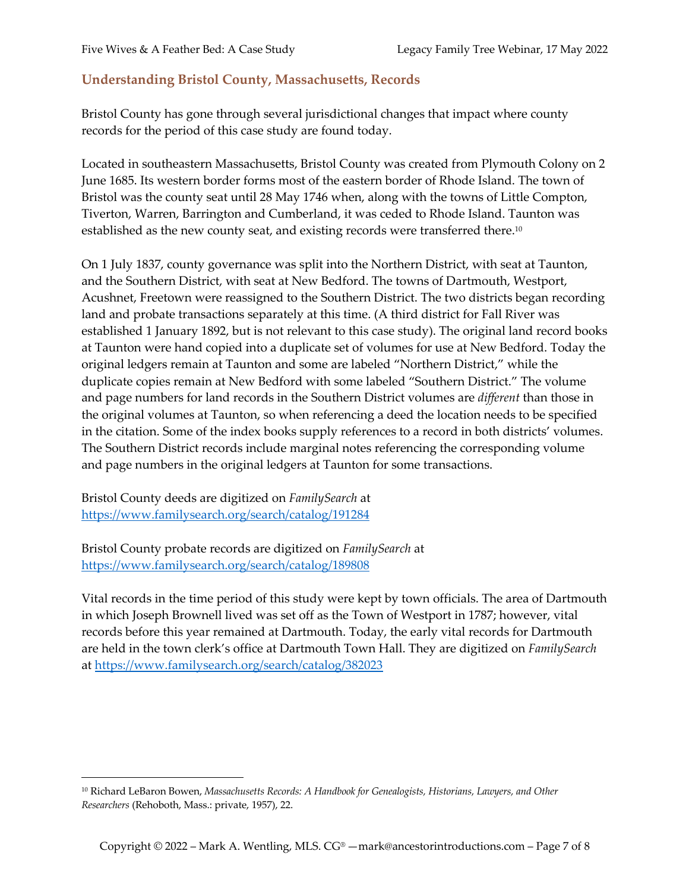## Understanding Bristol County, Massachusetts, Records

Bristol County has gone through several jurisdictional changes that impact where county records for the period of this case study are found today.

Located in southeastern Massachusetts, Bristol County was created from Plymouth Colony on 2 June 1685. Its western border forms most of the eastern border of Rhode Island. The town of Bristol was the county seat until 28 May 1746 when, along with the towns of Little Compton, Tiverton, Warren, Barrington and Cumberland, it was ceded to Rhode Island. Taunton was established as the new county seat, and existing records were transferred there.[10]

On 1 July 1837, county governance was split into the Northern District, with seat at Taunton, and the Southern District, with seat at New Bedford. The towns of Dartmouth, Westport, Acushnet, Freetown were reassigned to the Southern District. The two districts began recording land and probate transactions separately at this time. (A third district for Fall River was established 1 January 1892, but is not relevant to this case study). The original land record books at Taunton were hand copied into a duplicate set of volumes for use at New Bedford. Today the original ledgers remain at Taunton and some are labeled "Northern District," while the duplicate copies remain at New Bedford with some labeled "Southern District." The volume and page numbers for land records in the Southern District volumes are *different* than those in the original volumes at Taunton, so when referencing a deed the location needs to be specified in the citation. Some of the index books supply references to a record in both districts' volumes. The Southern District records include marginal notes referencing the corresponding volume and page numbers in the original ledgers at Taunton for some transactions.

Bristol County deeds are digitized on *FamilySearch* at https://www.familysearch.org/search/catalog/191284

Bristol County probate records are digitized on *FamilySearch* at https://www.familysearch.org/search/catalog/189808

Vital records in the time period of this study were kept by town officials. The area of Dartmouth in which Joseph Brownell lived was set off as the Town of Westport in 1787; however, vital records before this year remained at Dartmouth. Today, the early vital records for Dartmouth are held in the town clerk's office at Dartmouth Town Hall. They are digitized on *FamilySearch* at https://www.familysearch.org/search/catalog/382023

---

[10] Richard LeBaron Bowen, *Massachusetts Records: A Handbook for Genealogists, Historians, Lawyers, and Other Researchers* (Rehoboth, Mass.: private, 1957), 22.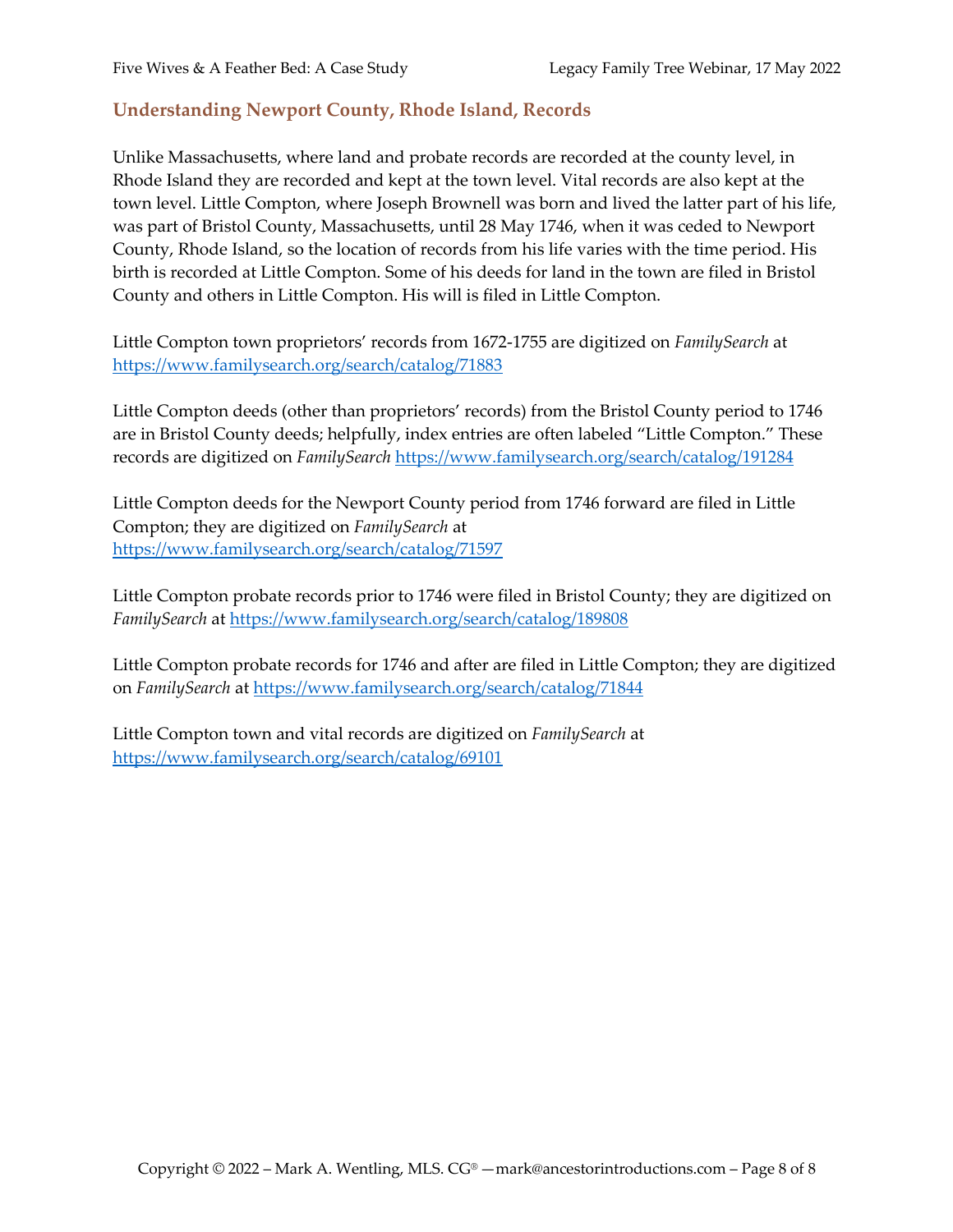## Understanding Newport County, Rhode Island, Records

Unlike Massachusetts, where land and probate records are recorded at the county level, in Rhode Island they are recorded and kept at the town level. Vital records are also kept at the town level. Little Compton, where Joseph Brownell was born and lived the latter part of his life, was part of Bristol County, Massachusetts, until 28 May 1746, when it was ceded to Newport County, Rhode Island, so the location of records from his life varies with the time period. His birth is recorded at Little Compton. Some of his deeds for land in the town are filed in Bristol County and others in Little Compton. His will is filed in Little Compton.

Little Compton town proprietors' records from 1672-1755 are digitized on *FamilySearch* at https://www.familysearch.org/search/catalog/71883

Little Compton deeds (other than proprietors' records) from the Bristol County period to 1746 are in Bristol County deeds; helpfully, index entries are often labeled "Little Compton." These records are digitized on *FamilySearch* https://www.familysearch.org/search/catalog/191284

Little Compton deeds for the Newport County period from 1746 forward are filed in Little Compton; they are digitized on *FamilySearch* at https://www.familysearch.org/search/catalog/71597

Little Compton probate records prior to 1746 were filed in Bristol County; they are digitized on *FamilySearch* at https://www.familysearch.org/search/catalog/189808

Little Compton probate records for 1746 and after are filed in Little Compton; they are digitized on *FamilySearch* at https://www.familysearch.org/search/catalog/71844

Little Compton town and vital records are digitized on *FamilySearch* at https://www.familysearch.org/search/catalog/69101